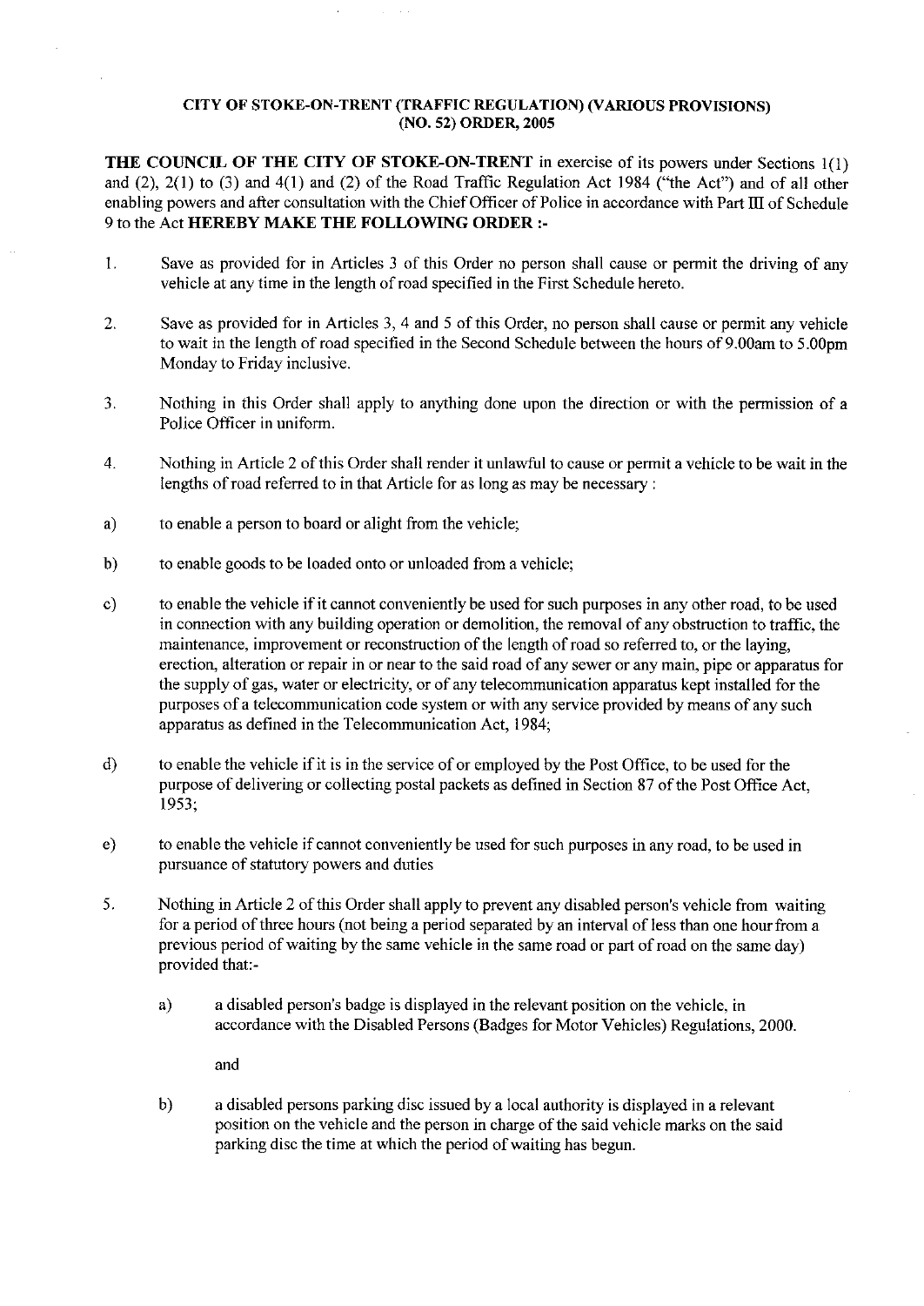**CITY OF STOKE-ON-TRENT (TRAFFIC REGULATION) (VARIOUS PROVISIONS) (NO. 52) ORDER, 2005**

**THE COUNCIL OF THE CITY OF STOKE-ON-TRENT** in exercise of its powers under Sections 1(1) and (2), 2(1) to (3) and 4(1) and (2) of the Road Traffic Regulation Act 1984 ("the Act") and of all other enabling powers and after consultation with the Chief Officer of Police in accordance with Part III of Schedule 9 to the Act **HEREBY MAKE THE FOLLOWING ORDER :-**

1. Save as provided for in Articles 3 of this Order no person shall cause or permit the driving of any vehicle at any time in the length of road specified in the First Schedule hereto.

2. Save as provided for in Articles 3, 4 and 5 of this Order, no person shall cause or permit any vehicle to wait in the length of road specified in the Second Schedule between the hours of 9.00am to 5.00pm Monday to Friday inclusive.

3. Nothing in this Order shall apply to anything done upon the direction or with the permission of a Police Officer in uniform.

4. Nothing in Article 2 of this Order shall render it unlawful to cause or permit a vehicle to be wait in the lengths of road referred to in that Article for as long as may be necessary :

a) to enable a person to board or alight from the vehicle;

b) to enable goods to be loaded onto or unloaded from a vehicle;

c) to enable the vehicle if it cannot conveniently be used for such purposes in any other road, to be used in connection with any building operation or demolition, the removal of any obstruction to traffic, the maintenance, improvement or reconstruction of the length of road so referred to, or the laying, erection, alteration or repair in or near to the said road of any sewer or any main, pipe or apparatus for the supply of gas, water or electricity, or of any telecommunication apparatus kept installed for the purposes of a telecommunication code system or with any service provided by means of any such apparatus as defined in the Telecommunication Act, 1984;

d) to enable the vehicle if it is in the service of or employed by the Post Office, to be used for the purpose of delivering or collecting postal packets as defined in Section 87 of the Post Office Act, 1953;

e) to enable the vehicle if cannot conveniently be used for such purposes in any road, to be used in pursuance of statutory powers and duties

5. Nothing in Article 2 of this Order shall apply to prevent any disabled person's vehicle from waiting for a period of three hours (not being a period separated by an interval of less than one hour from a previous period of waiting by the same vehicle in the same road or part of road on the same day) provided that:-

   a) a disabled person's badge is displayed in the relevant position on the vehicle, in accordance with the Disabled Persons (Badges for Motor Vehicles) Regulations, 2000.

   and

   b) a disabled persons parking disc issued by a local authority is displayed in a relevant position on the vehicle and the person in charge of the said vehicle marks on the said parking disc the time at which the period of waiting has begun.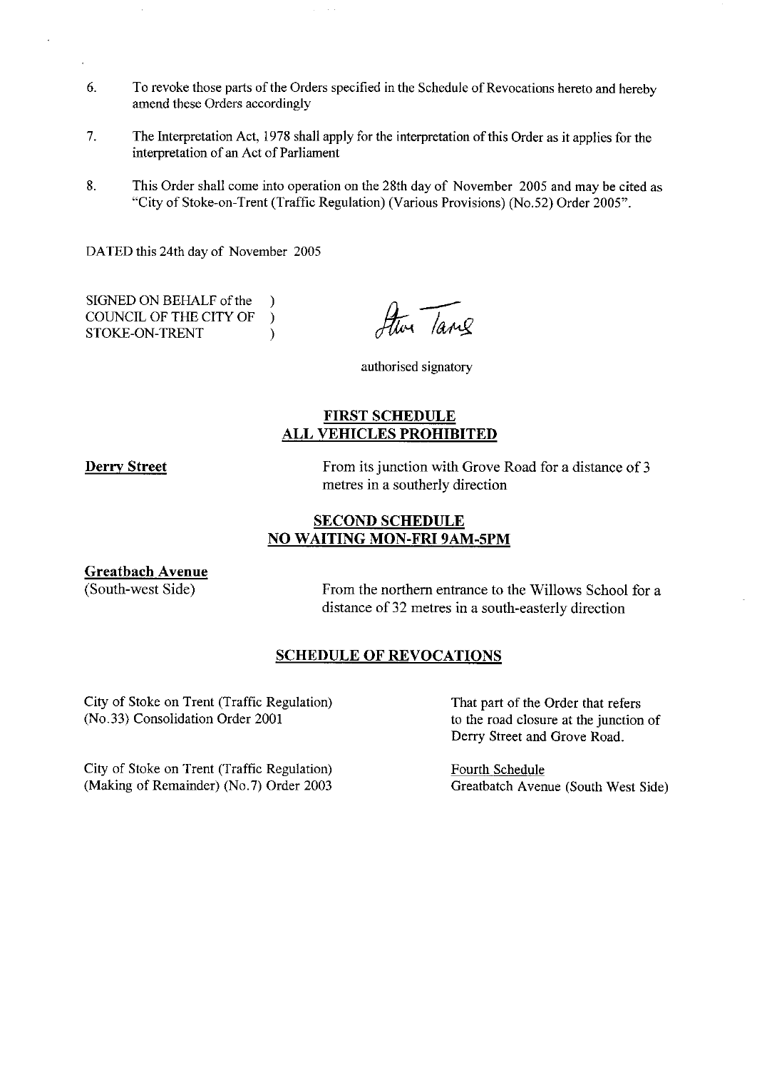6. To revoke those parts of the Orders specified in the Schedule of Revocations hereto and hereby amend these Orders accordingly

7. The Interpretation Act, 1978 shall apply for the interpretation of this Order as it applies for the interpretation of an Act of Parliament

8. This Order shall come into operation on the 28th day of November 2005 and may be cited as "City of Stoke-on-Trent (Traffic Regulation) (Various Provisions) (No.52) Order 2005".

DATED this 24th day of November 2005

SIGNED ON BEHALF of the )
COUNCIL OF THE CITY OF )
STOKE-ON-TRENT )

authorised signatory

## FIRST SCHEDULE
## ALL VEHICLES PROHIBITED

**Derry Street**

From its junction with Grove Road for a distance of 3 metres in a southerly direction

## SECOND SCHEDULE
## NO WAITING MON-FRI 9AM-5PM

**Greatbach Avenue**
(South-west Side)

From the northern entrance to the Willows School for a distance of 32 metres in a south-easterly direction

## SCHEDULE OF REVOCATIONS

| | |
|---|---|
| City of Stoke on Trent (Traffic Regulation) (No.33) Consolidation Order 2001 | That part of the Order that refers to the road closure at the junction of Derry Street and Grove Road. |
| City of Stoke on Trent (Traffic Regulation) (Making of Remainder) (No.7) Order 2003 | Fourth Schedule<br>Greatbatch Avenue (South West Side) |